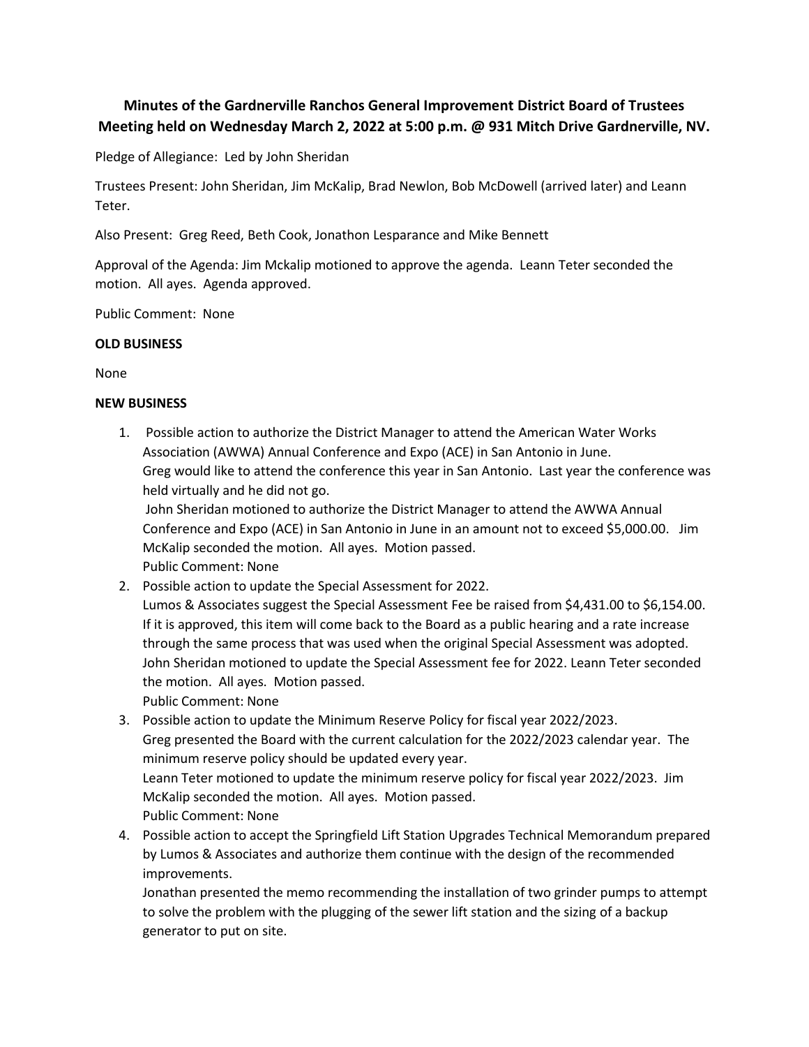**Minutes of the Gardnerville Ranchos General Improvement District Board of Trustees Meeting held on Wednesday March 2, 2022 at 5:00 p.m. @ 931 Mitch Drive Gardnerville, NV.**

Pledge of Allegiance: Led by John Sheridan

Trustees Present: John Sheridan, Jim McKalip, Brad Newlon, Bob McDowell (arrived later) and Leann Teter.

Also Present: Greg Reed, Beth Cook, Jonathon Lesparance and Mike Bennett

Approval of the Agenda: Jim Mckalip motioned to approve the agenda. Leann Teter seconded the motion. All ayes. Agenda approved.

Public Comment: None

**OLD BUSINESS**

None

**NEW BUSINESS**

1. Possible action to authorize the District Manager to attend the American Water Works Association (AWWA) Annual Conference and Expo (ACE) in San Antonio in June.
   Greg would like to attend the conference this year in San Antonio. Last year the conference was held virtually and he did not go.
   John Sheridan motioned to authorize the District Manager to attend the AWWA Annual Conference and Expo (ACE) in San Antonio in June in an amount not to exceed $5,000.00. Jim McKalip seconded the motion. All ayes. Motion passed.
   Public Comment: None
2. Possible action to update the Special Assessment for 2022.
   Lumos & Associates suggest the Special Assessment Fee be raised from $4,431.00 to $6,154.00. If it is approved, this item will come back to the Board as a public hearing and a rate increase through the same process that was used when the original Special Assessment was adopted.
   John Sheridan motioned to update the Special Assessment fee for 2022. Leann Teter seconded the motion. All ayes. Motion passed.
   Public Comment: None
3. Possible action to update the Minimum Reserve Policy for fiscal year 2022/2023.
   Greg presented the Board with the current calculation for the 2022/2023 calendar year. The minimum reserve policy should be updated every year.
   Leann Teter motioned to update the minimum reserve policy for fiscal year 2022/2023. Jim McKalip seconded the motion. All ayes. Motion passed.
   Public Comment: None
4. Possible action to accept the Springfield Lift Station Upgrades Technical Memorandum prepared by Lumos & Associates and authorize them continue with the design of the recommended improvements.
   Jonathan presented the memo recommending the installation of two grinder pumps to attempt to solve the problem with the plugging of the sewer lift station and the sizing of a backup generator to put on site.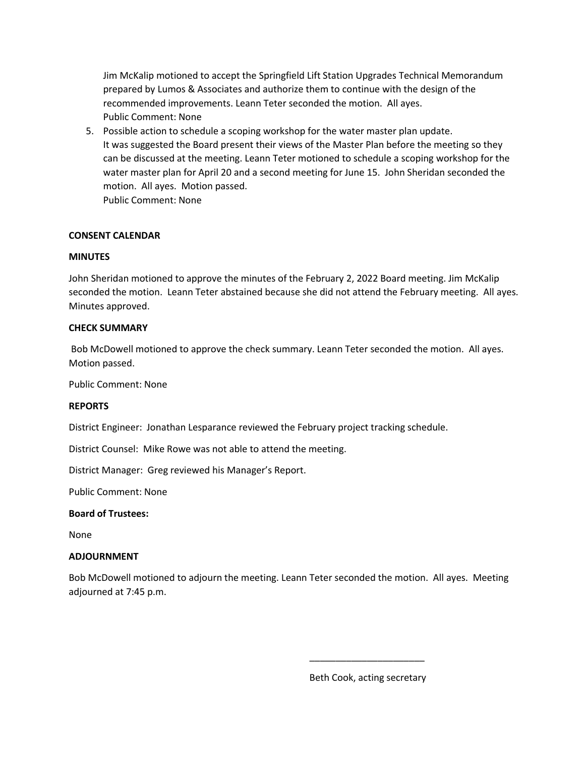Jim McKalip motioned to accept the Springfield Lift Station Upgrades Technical Memorandum prepared by Lumos & Associates and authorize them to continue with the design of the recommended improvements. Leann Teter seconded the motion. All ayes.
Public Comment: None

5. Possible action to schedule a scoping workshop for the water master plan update.
   It was suggested the Board present their views of the Master Plan before the meeting so they can be discussed at the meeting. Leann Teter motioned to schedule a scoping workshop for the water master plan for April 20 and a second meeting for June 15. John Sheridan seconded the motion. All ayes. Motion passed.
   Public Comment: None

**CONSENT CALENDAR**

**MINUTES**

John Sheridan motioned to approve the minutes of the February 2, 2022 Board meeting. Jim McKalip seconded the motion. Leann Teter abstained because she did not attend the February meeting. All ayes. Minutes approved.

**CHECK SUMMARY**

Bob McDowell motioned to approve the check summary. Leann Teter seconded the motion. All ayes. Motion passed.

Public Comment: None

**REPORTS**

District Engineer: Jonathan Lesparance reviewed the February project tracking schedule.

District Counsel: Mike Rowe was not able to attend the meeting.

District Manager: Greg reviewed his Manager's Report.

Public Comment: None

**Board of Trustees:**

None

**ADJOURNMENT**

Bob McDowell motioned to adjourn the meeting. Leann Teter seconded the motion. All ayes. Meeting adjourned at 7:45 p.m.

______________________

Beth Cook, acting secretary